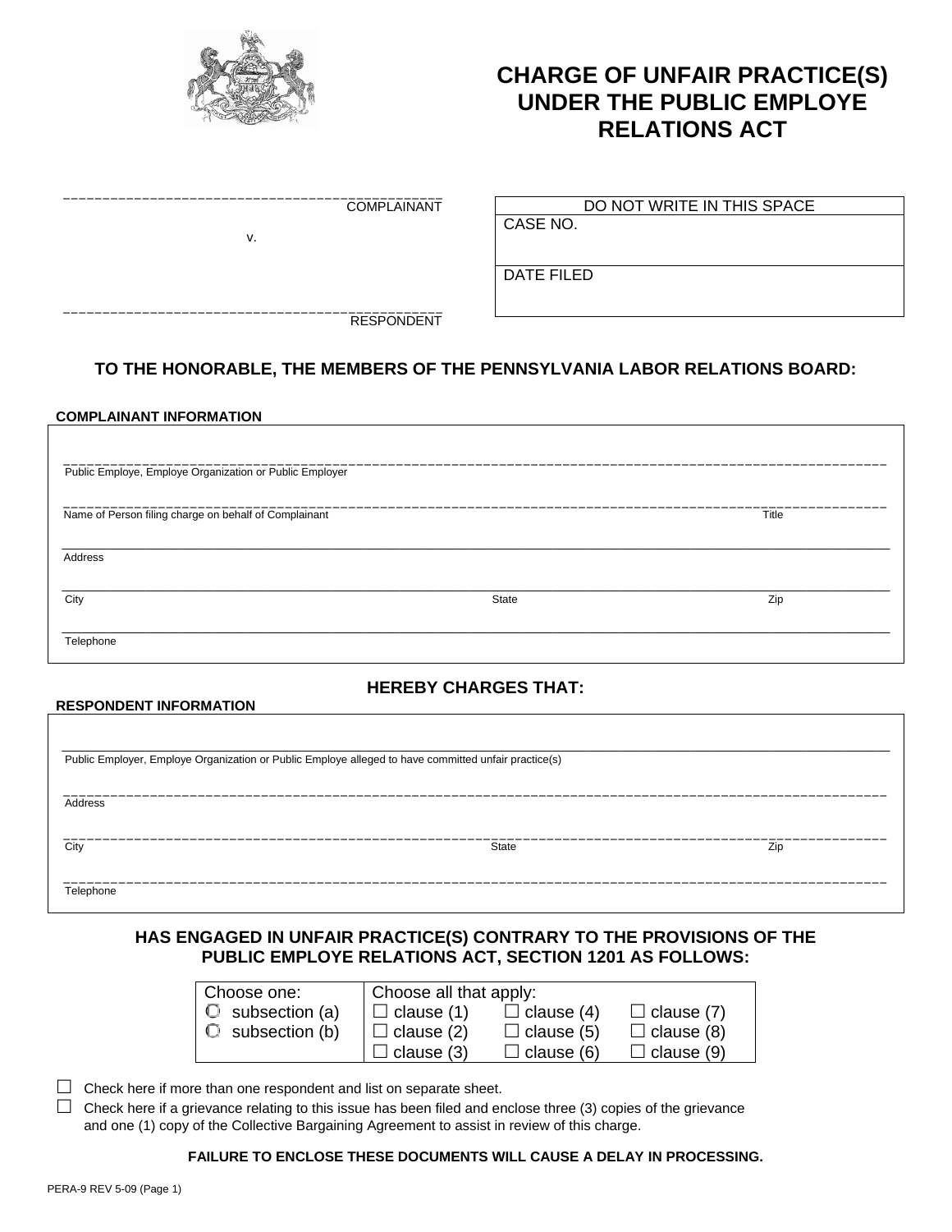# CHARGE OF UNFAIR PRACTICE(S) UNDER THE PUBLIC EMPLOYE RELATIONS ACT

_______________________________________________ COMPLAINANT

v.

_______________________________________________ RESPONDENT

| DO NOT WRITE IN THIS SPACE |
|---|
| CASE NO. |
| DATE FILED |

## TO THE HONORABLE, THE MEMBERS OF THE PENNSYLVANIA LABOR RELATIONS BOARD:

**COMPLAINANT INFORMATION**

_______________________________________________
Public Employe, Employe Organization or Public Employer

_______________________________________________
Name of Person filing charge on behalf of Complainant | Title

_______________________________________________
Address

_______________________________________________
City | State | Zip

_______________________________________________
Telephone

## HEREBY CHARGES THAT:

**RESPONDENT INFORMATION**

_______________________________________________
Public Employer, Employe Organization or Public Employe alleged to have committed unfair practice(s)

_______________________________________________
Address

_______________________________________________
City | State | Zip

_______________________________________________
Telephone

## HAS ENGAGED IN UNFAIR PRACTICE(S) CONTRARY TO THE PROVISIONS OF THE PUBLIC EMPLOYE RELATIONS ACT, SECTION 1201 AS FOLLOWS:

| Choose one: | Choose all that apply: | | |
|---|---|---|---|
| ○ subsection (a) | ☐ clause (1) | ☐ clause (4) | ☐ clause (7) |
| ○ subsection (b) | ☐ clause (2) | ☐ clause (5) | ☐ clause (8) |
| | ☐ clause (3) | ☐ clause (6) | ☐ clause (9) |

☐ Check here if more than one respondent and list on separate sheet.

☐ Check here if a grievance relating to this issue has been filed and enclose three (3) copies of the grievance and one (1) copy of the Collective Bargaining Agreement to assist in review of this charge.

**FAILURE TO ENCLOSE THESE DOCUMENTS WILL CAUSE A DELAY IN PROCESSING.**

PERA-9 REV 5-09 (Page 1)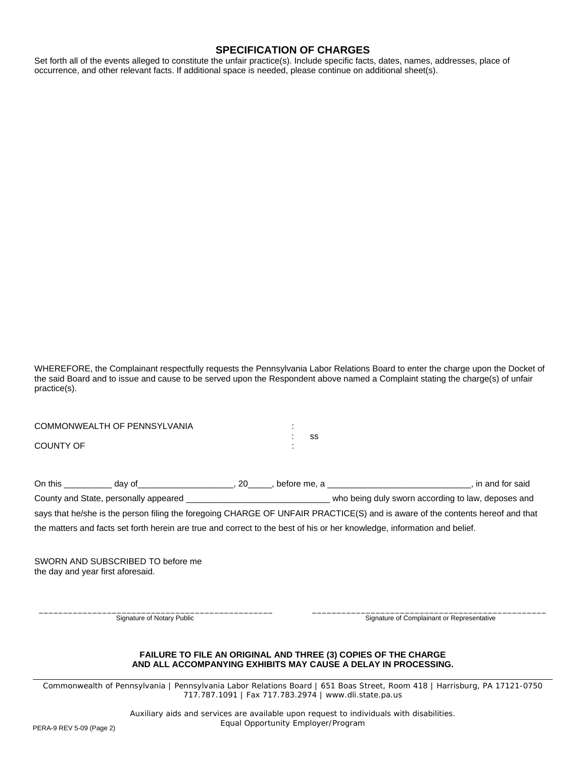## SPECIFICATION OF CHARGES

Set forth all of the events alleged to constitute the unfair practice(s). Include specific facts, dates, names, addresses, place of occurrence, and other relevant facts. If additional space is needed, please continue on additional sheet(s).

WHEREFORE, the Complainant respectfully requests the Pennsylvania Labor Relations Board to enter the charge upon the Docket of the said Board and to issue and cause to be served upon the Respondent above named a Complaint stating the charge(s) of unfair practice(s).

COMMONWEALTH OF PENNSYLVANIA :
: ss
COUNTY OF :

On this __________ day of___________________, 20_____, before me, a _____________________________, in and for said County and State, personally appeared _____________________________ who being duly sworn according to law, deposes and says that he/she is the person filing the foregoing CHARGE OF UNFAIR PRACTICE(S) and is aware of the contents hereof and that the matters and facts set forth herein are true and correct to the best of his or her knowledge, information and belief.

SWORN AND SUBSCRIBED TO before me
the day and year first aforesaid.

_______________________________________________ Signature of Notary Public

_______________________________________________ Signature of Complainant or Representative

**FAILURE TO FILE AN ORIGINAL AND THREE (3) COPIES OF THE CHARGE AND ALL ACCOMPANYING EXHIBITS MAY CAUSE A DELAY IN PROCESSING.**

Commonwealth of Pennsylvania | Pennsylvania Labor Relations Board | 651 Boas Street, Room 418 | Harrisburg, PA 17121-0750
717.787.1091 | Fax 717.783.2974 | www.dli.state.pa.us

Auxiliary aids and services are available upon request to individuals with disabilities.
Equal Opportunity Employer/Program

PERA-9 REV 5-09 (Page 2)